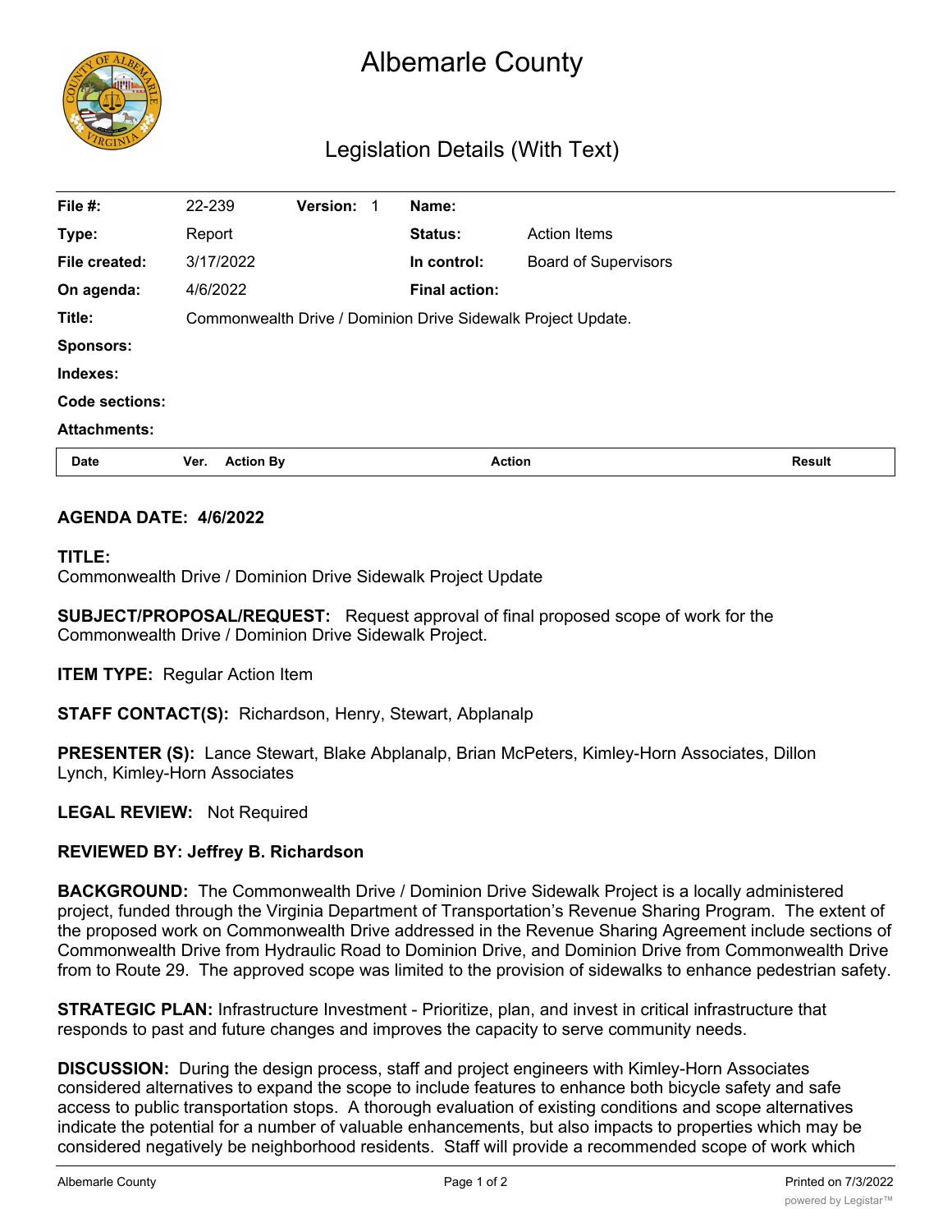# Albemarle County

## Legislation Details (With Text)

| | | | | | |
|---|---|---|---|---|---|
| **File #:** | 22-239 | **Version:** | 1 | **Name:** | |
| **Type:** | Report | | | **Status:** | Action Items |
| **File created:** | 3/17/2022 | | | **In control:** | Board of Supervisors |
| **On agenda:** | 4/6/2022 | | | **Final action:** | |
| **Title:** | Commonwealth Drive / Dominion Drive Sidewalk Project Update. | | | | |
| **Sponsors:** | | | | | |
| **Indexes:** | | | | | |
| **Code sections:** | | | | | |
| **Attachments:** | | | | | |

| Date | Ver. | Action By | Action | Result |
|---|---|---|---|---|

**AGENDA DATE: 4/6/2022**

**TITLE:**
Commonwealth Drive / Dominion Drive Sidewalk Project Update

**SUBJECT/PROPOSAL/REQUEST:** Request approval of final proposed scope of work for the Commonwealth Drive / Dominion Drive Sidewalk Project.

**ITEM TYPE:** Regular Action Item

**STAFF CONTACT(S):** Richardson, Henry, Stewart, Abplanalp

**PRESENTER (S):** Lance Stewart, Blake Abplanalp, Brian McPeters, Kimley-Horn Associates, Dillon Lynch, Kimley-Horn Associates

**LEGAL REVIEW:** Not Required

**REVIEWED BY: Jeffrey B. Richardson**

**BACKGROUND:** The Commonwealth Drive / Dominion Drive Sidewalk Project is a locally administered project, funded through the Virginia Department of Transportation's Revenue Sharing Program. The extent of the proposed work on Commonwealth Drive addressed in the Revenue Sharing Agreement include sections of Commonwealth Drive from Hydraulic Road to Dominion Drive, and Dominion Drive from Commonwealth Drive from to Route 29. The approved scope was limited to the provision of sidewalks to enhance pedestrian safety.

**STRATEGIC PLAN:** Infrastructure Investment - Prioritize, plan, and invest in critical infrastructure that responds to past and future changes and improves the capacity to serve community needs.

**DISCUSSION:** During the design process, staff and project engineers with Kimley-Horn Associates considered alternatives to expand the scope to include features to enhance both bicycle safety and safe access to public transportation stops. A thorough evaluation of existing conditions and scope alternatives indicate the potential for a number of valuable enhancements, but also impacts to properties which may be considered negatively be neighborhood residents. Staff will provide a recommended scope of work which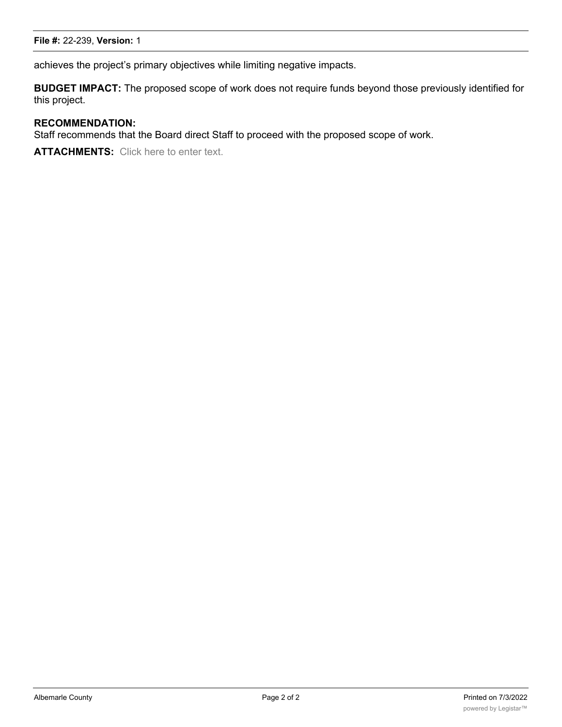achieves the project's primary objectives while limiting negative impacts.

**BUDGET IMPACT:** The proposed scope of work does not require funds beyond those previously identified for this project.

**RECOMMENDATION:**
Staff recommends that the Board direct Staff to proceed with the proposed scope of work.

**ATTACHMENTS:** Click here to enter text.